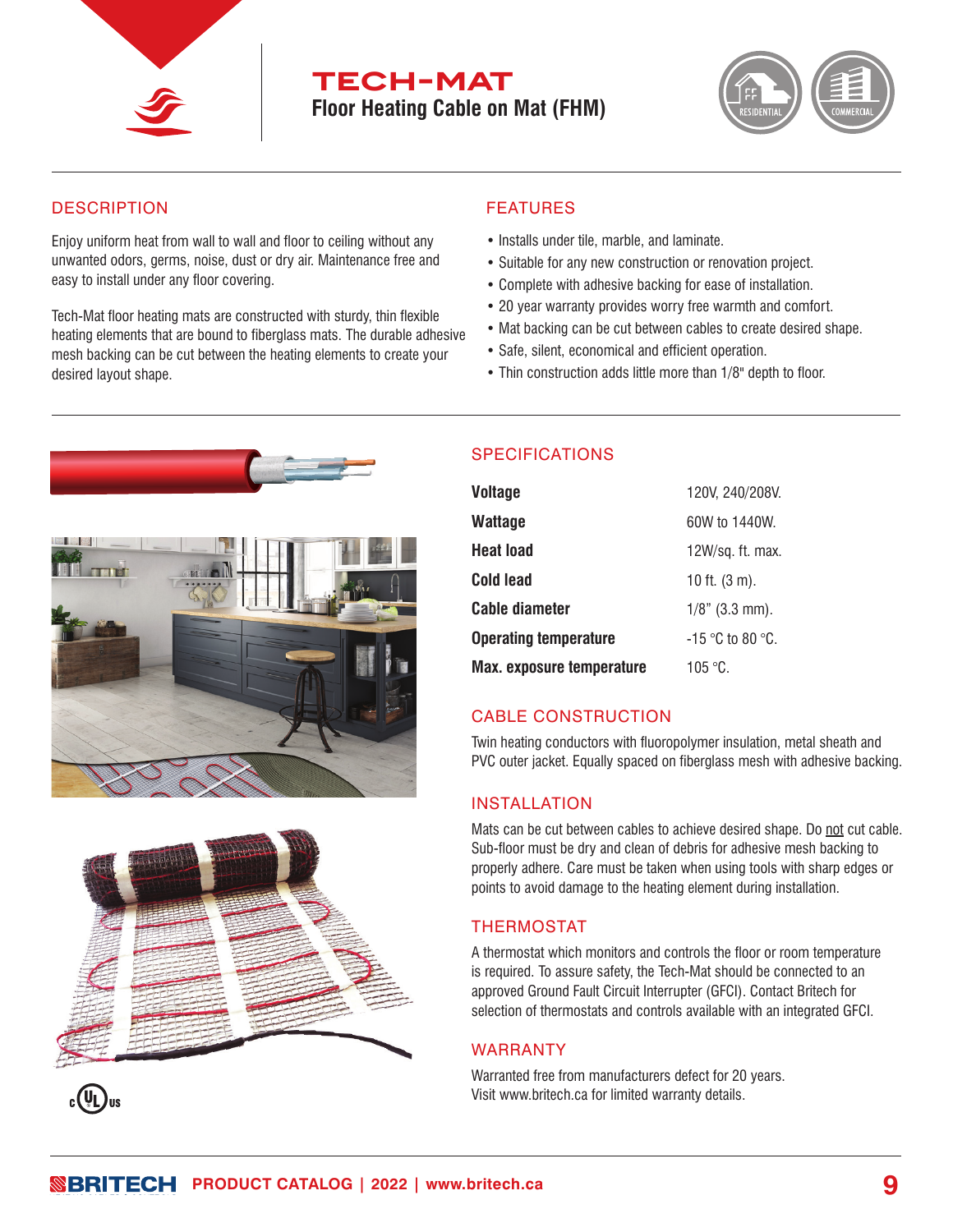# TECH-MAT

## Floor Heating Cable on Mat (FHM)

RESIDENTIAL COMMERCIAL

## DESCRIPTION

Enjoy uniform heat from wall to wall and floor to ceiling without any unwanted odors, germs, noise, dust or dry air. Maintenance free and easy to install under any floor covering.

Tech-Mat floor heating mats are constructed with sturdy, thin flexible heating elements that are bound to fiberglass mats. The durable adhesive mesh backing can be cut between the heating elements to create your desired layout shape.

## FEATURES

- Installs under tile, marble, and laminate.
- Suitable for any new construction or renovation project.
- Complete with adhesive backing for ease of installation.
- 20 year warranty provides worry free warmth and comfort.
- Mat backing can be cut between cables to create desired shape.
- Safe, silent, economical and efficient operation.
- Thin construction adds little more than 1/8" depth to floor.

## SPECIFICATIONS

| | |
|---|---|
| **Voltage** | 120V, 240/208V. |
| **Wattage** | 60W to 1440W. |
| **Heat load** | 12W/sq. ft. max. |
| **Cold lead** | 10 ft. (3 m). |
| **Cable diameter** | 1/8" (3.3 mm). |
| **Operating temperature** | -15 °C to 80 °C. |
| **Max. exposure temperature** | 105 °C. |

## CABLE CONSTRUCTION

Twin heating conductors with fluoropolymer insulation, metal sheath and PVC outer jacket. Equally spaced on fiberglass mesh with adhesive backing.

## INSTALLATION

Mats can be cut between cables to achieve desired shape. Do not cut cable. Sub-floor must be dry and clean of debris for adhesive mesh backing to properly adhere. Care must be taken when using tools with sharp edges or points to avoid damage to the heating element during installation.

## THERMOSTAT

A thermostat which monitors and controls the floor or room temperature is required. To assure safety, the Tech-Mat should be connected to an approved Ground Fault Circuit Interrupter (GFCI). Contact Britech for selection of thermostats and controls available with an integrated GFCI.

## WARRANTY

Warranted free from manufacturers defect for 20 years.
Visit www.britech.ca for limited warranty details.

c UL us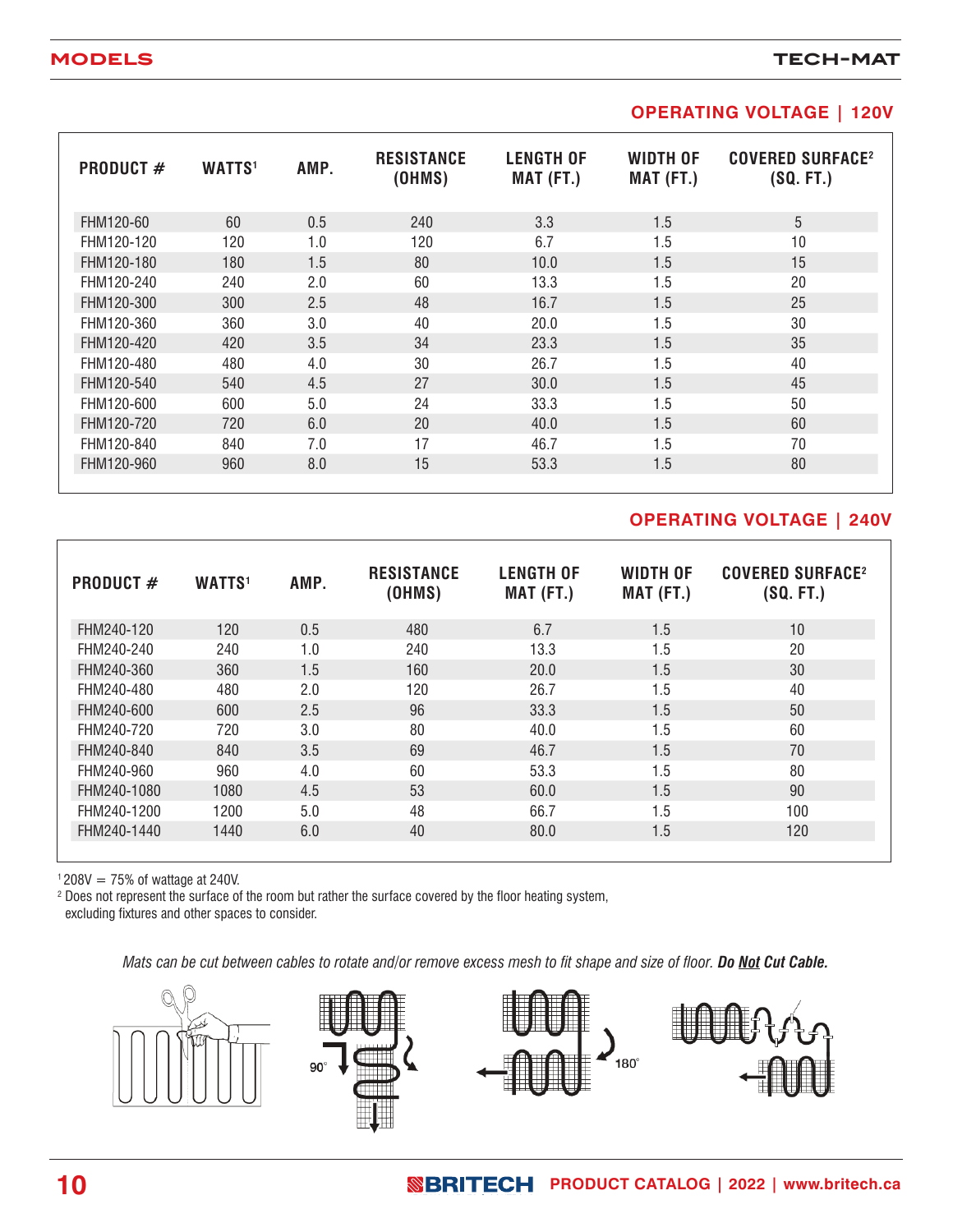## MODELS

## TECH-MAT

### OPERATING VOLTAGE | 120V

| PRODUCT # | WATTS[1] | AMP. | RESISTANCE (OHMS) | LENGTH OF MAT (FT.) | WIDTH OF MAT (FT.) | COVERED SURFACE[2] (SQ. FT.) |
|---|---|---|---|---|---|---|
| FHM120-60 | 60 | 0.5 | 240 | 3.3 | 1.5 | 5 |
| FHM120-120 | 120 | 1.0 | 120 | 6.7 | 1.5 | 10 |
| FHM120-180 | 180 | 1.5 | 80 | 10.0 | 1.5 | 15 |
| FHM120-240 | 240 | 2.0 | 60 | 13.3 | 1.5 | 20 |
| FHM120-300 | 300 | 2.5 | 48 | 16.7 | 1.5 | 25 |
| FHM120-360 | 360 | 3.0 | 40 | 20.0 | 1.5 | 30 |
| FHM120-420 | 420 | 3.5 | 34 | 23.3 | 1.5 | 35 |
| FHM120-480 | 480 | 4.0 | 30 | 26.7 | 1.5 | 40 |
| FHM120-540 | 540 | 4.5 | 27 | 30.0 | 1.5 | 45 |
| FHM120-600 | 600 | 5.0 | 24 | 33.3 | 1.5 | 50 |
| FHM120-720 | 720 | 6.0 | 20 | 40.0 | 1.5 | 60 |
| FHM120-840 | 840 | 7.0 | 17 | 46.7 | 1.5 | 70 |
| FHM120-960 | 960 | 8.0 | 15 | 53.3 | 1.5 | 80 |

### OPERATING VOLTAGE | 240V

| PRODUCT # | WATTS[1] | AMP. | RESISTANCE (OHMS) | LENGTH OF MAT (FT.) | WIDTH OF MAT (FT.) | COVERED SURFACE[2] (SQ. FT.) |
|---|---|---|---|---|---|---|
| FHM240-120 | 120 | 0.5 | 480 | 6.7 | 1.5 | 10 |
| FHM240-240 | 240 | 1.0 | 240 | 13.3 | 1.5 | 20 |
| FHM240-360 | 360 | 1.5 | 160 | 20.0 | 1.5 | 30 |
| FHM240-480 | 480 | 2.0 | 120 | 26.7 | 1.5 | 40 |
| FHM240-600 | 600 | 2.5 | 96 | 33.3 | 1.5 | 50 |
| FHM240-720 | 720 | 3.0 | 80 | 40.0 | 1.5 | 60 |
| FHM240-840 | 840 | 3.5 | 69 | 46.7 | 1.5 | 70 |
| FHM240-960 | 960 | 4.0 | 60 | 53.3 | 1.5 | 80 |
| FHM240-1080 | 1080 | 4.5 | 53 | 60.0 | 1.5 | 90 |
| FHM240-1200 | 1200 | 5.0 | 48 | 66.7 | 1.5 | 100 |
| FHM240-1440 | 1440 | 6.0 | 40 | 80.0 | 1.5 | 120 |

[1] 208V = 75% of wattage at 240V.

[2] Does not represent the surface of the room but rather the surface covered by the floor heating system, excluding fixtures and other spaces to consider.

*Mats can be cut between cables to rotate and/or remove excess mesh to fit shape and size of floor.* ***Do Not Cut Cable.***

90°

180°